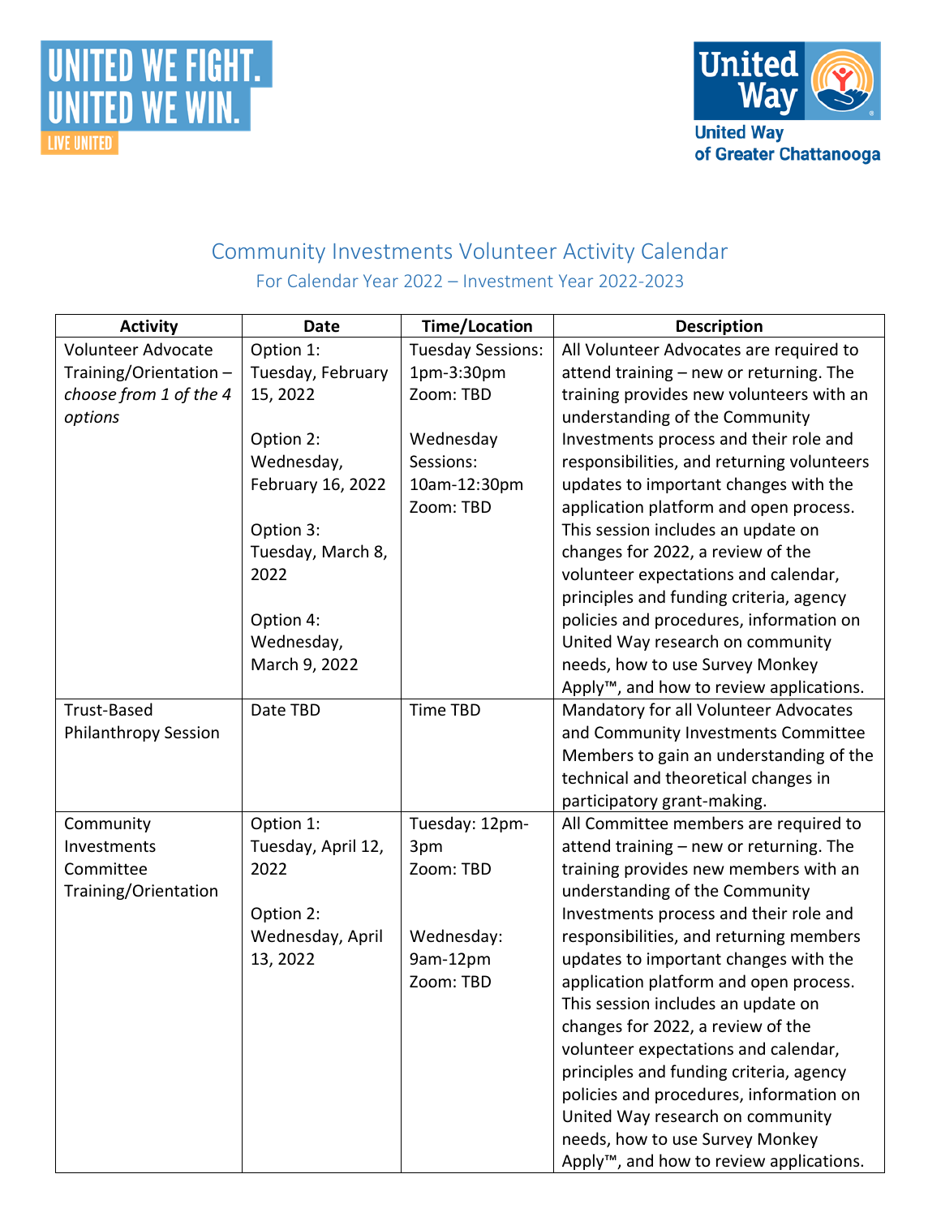UNITED WE FIGHT.
UNITED WE WIN.
LIVE UNITED

United Way
United Way of Greater Chattanooga

# Community Investments Volunteer Activity Calendar

## For Calendar Year 2022 – Investment Year 2022-2023

| Activity | Date | Time/Location | Description |
|---|---|---|---|
| Volunteer Advocate Training/Orientation – *choose from 1 of the 4 options* | Option 1: Tuesday, February 15, 2022<br><br>Option 2: Wednesday, February 16, 2022<br><br>Option 3: Tuesday, March 8, 2022<br><br>Option 4: Wednesday, March 9, 2022 | Tuesday Sessions: 1pm-3:30pm Zoom: TBD<br><br>Wednesday Sessions: 10am-12:30pm Zoom: TBD | All Volunteer Advocates are required to attend training – new or returning. The training provides new volunteers with an understanding of the Community Investments process and their role and responsibilities, and returning volunteers updates to important changes with the application platform and open process. This session includes an update on changes for 2022, a review of the volunteer expectations and calendar, principles and funding criteria, agency policies and procedures, information on United Way research on community needs, how to use Survey Monkey Apply™, and how to review applications. |
| Trust-Based Philanthropy Session | Date TBD | Time TBD | Mandatory for all Volunteer Advocates and Community Investments Committee Members to gain an understanding of the technical and theoretical changes in participatory grant-making. |
| Community Investments Committee Training/Orientation | Option 1: Tuesday, April 12, 2022<br><br>Option 2: Wednesday, April 13, 2022 | Tuesday: 12pm-3pm Zoom: TBD<br><br>Wednesday: 9am-12pm Zoom: TBD | All Committee members are required to attend training – new or returning. The training provides new members with an understanding of the Community Investments process and their role and responsibilities, and returning members updates to important changes with the application platform and open process. This session includes an update on changes for 2022, a review of the volunteer expectations and calendar, principles and funding criteria, agency policies and procedures, information on United Way research on community needs, how to use Survey Monkey Apply™, and how to review applications. |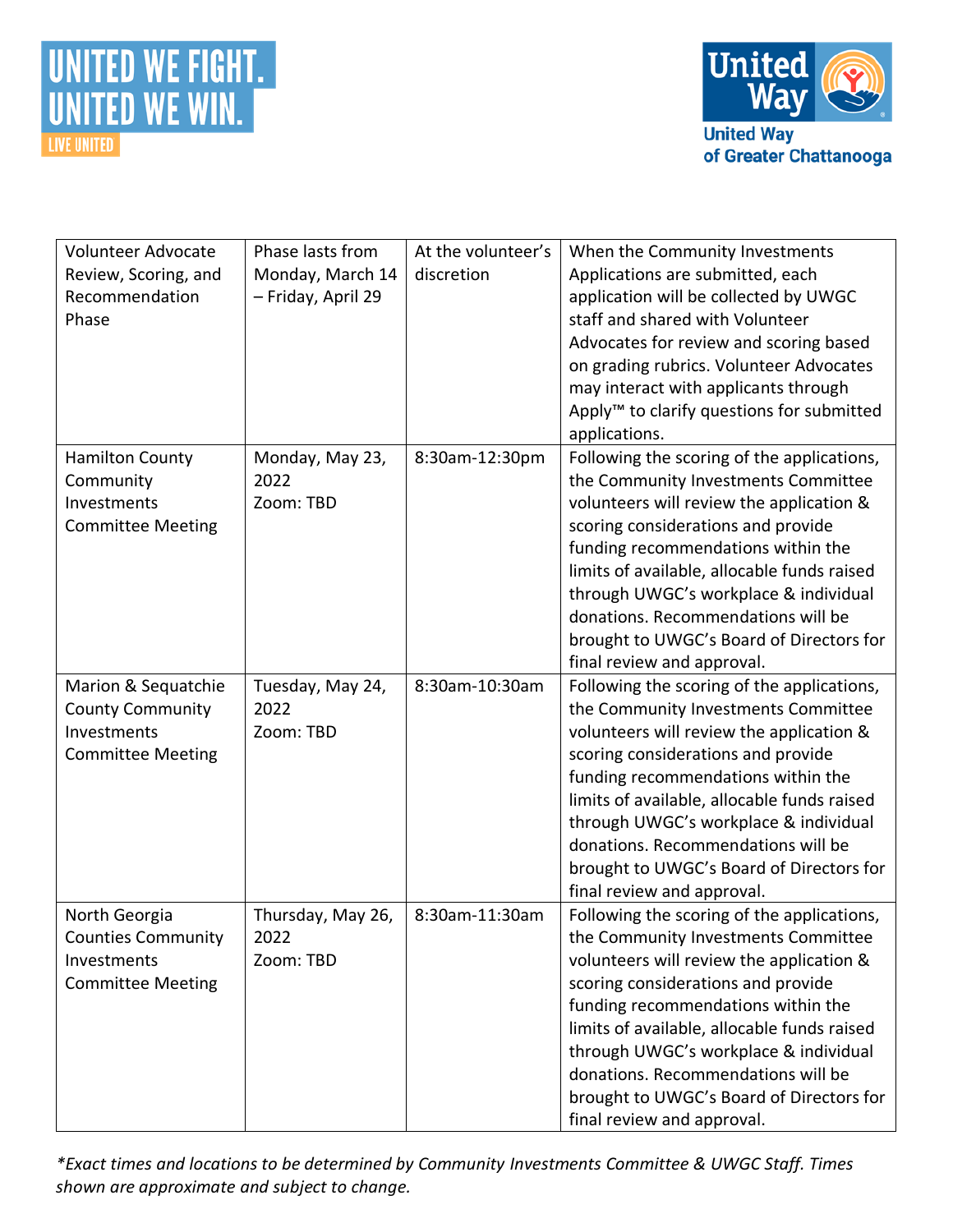| | | | |
|---|---|---|---|
| Volunteer Advocate Review, Scoring, and Recommendation Phase | Phase lasts from Monday, March 14 – Friday, April 29 | At the volunteer's discretion | When the Community Investments Applications are submitted, each application will be collected by UWGC staff and shared with Volunteer Advocates for review and scoring based on grading rubrics. Volunteer Advocates may interact with applicants through Apply™ to clarify questions for submitted applications. |
| Hamilton County Community Investments Committee Meeting | Monday, May 23, 2022<br>Zoom: TBD | 8:30am-12:30pm | Following the scoring of the applications, the Community Investments Committee volunteers will review the application & scoring considerations and provide funding recommendations within the limits of available, allocable funds raised through UWGC's workplace & individual donations. Recommendations will be brought to UWGC's Board of Directors for final review and approval. |
| Marion & Sequatchie County Community Investments Committee Meeting | Tuesday, May 24, 2022<br>Zoom: TBD | 8:30am-10:30am | Following the scoring of the applications, the Community Investments Committee volunteers will review the application & scoring considerations and provide funding recommendations within the limits of available, allocable funds raised through UWGC's workplace & individual donations. Recommendations will be brought to UWGC's Board of Directors for final review and approval. |
| North Georgia Counties Community Investments Committee Meeting | Thursday, May 26, 2022<br>Zoom: TBD | 8:30am-11:30am | Following the scoring of the applications, the Community Investments Committee volunteers will review the application & scoring considerations and provide funding recommendations within the limits of available, allocable funds raised through UWGC's workplace & individual donations. Recommendations will be brought to UWGC's Board of Directors for final review and approval. |

*\*Exact times and locations to be determined by Community Investments Committee & UWGC Staff. Times shown are approximate and subject to change.*